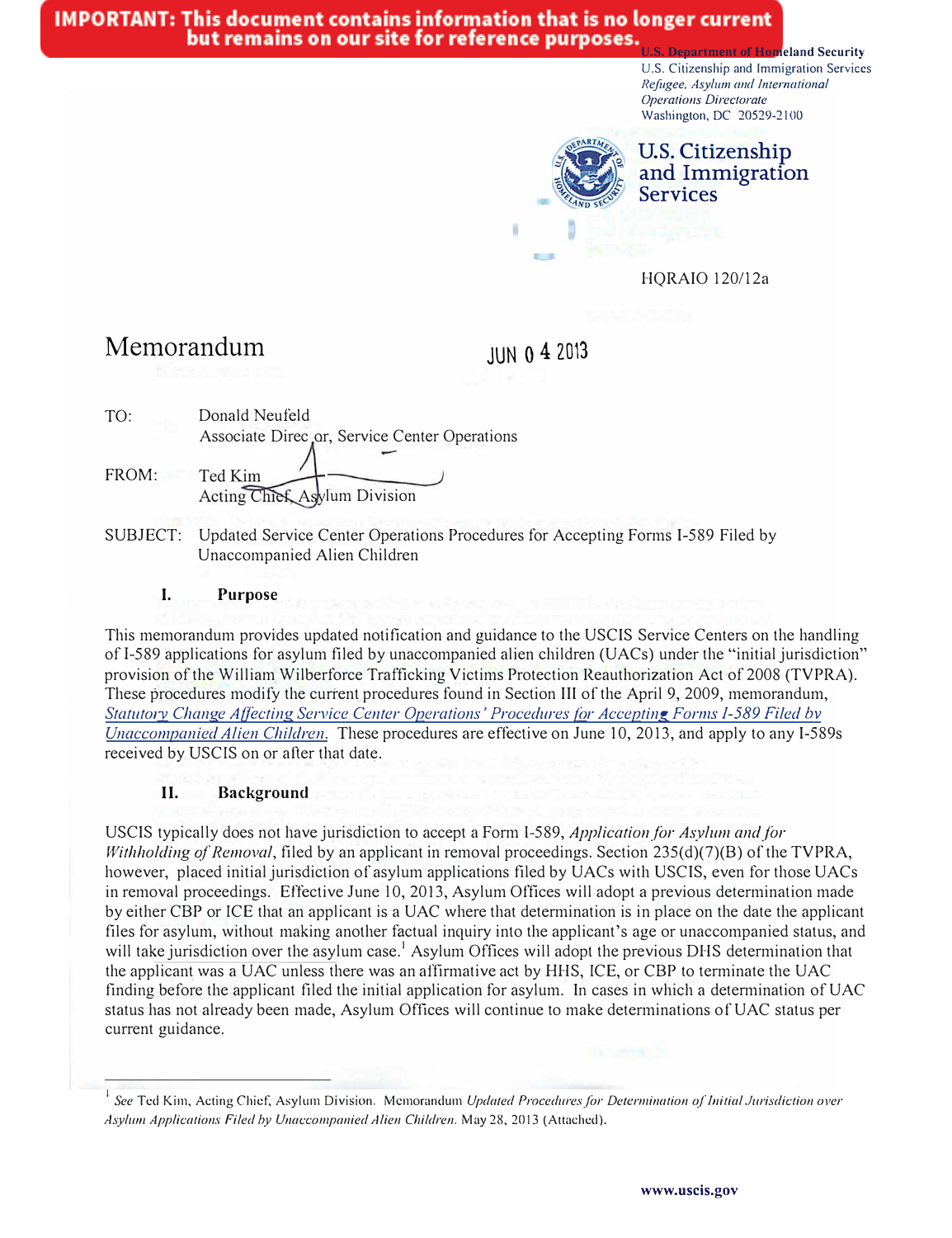**IMPORTANT: This document contains information that is no longer current but remains on our site for reference purposes.**

U.S. Department of Homeland Security
U.S. Citizenship and Immigration Services
*Refugee, Asylum and International Operations Directorate*
Washington, DC 20529-2100

**U.S. Citizenship and Immigration Services**

HQRAIO 120/12a

# Memorandum

JUN 04 2013

TO: Donald Neufeld
Associate Director, Service Center Operations

FROM: Ted Kim
Acting Chief, Asylum Division

SUBJECT: Updated Service Center Operations Procedures for Accepting Forms I-589 Filed by Unaccompanied Alien Children

## I. Purpose

This memorandum provides updated notification and guidance to the USCIS Service Centers on the handling of I-589 applications for asylum filed by unaccompanied alien children (UACs) under the "initial jurisdiction" provision of the William Wilberforce Trafficking Victims Protection Reauthorization Act of 2008 (TVPRA). These procedures modify the current procedures found in Section III of the April 9, 2009, memorandum, *Statutory Change Affecting Service Center Operations' Procedures for Accepting Forms I-589 Filed by Unaccompanied Alien Children.* These procedures are effective on June 10, 2013, and apply to any I-589s received by USCIS on or after that date.

## II. Background

USCIS typically does not have jurisdiction to accept a Form I-589, *Application for Asylum and for Withholding of Removal*, filed by an applicant in removal proceedings. Section 235(d)(7)(B) of the TVPRA, however, placed initial jurisdiction of asylum applications filed by UACs with USCIS, even for those UACs in removal proceedings. Effective June 10, 2013, Asylum Offices will adopt a previous determination made by either CBP or ICE that an applicant is a UAC where that determination is in place on the date the applicant files for asylum, without making another factual inquiry into the applicant's age or unaccompanied status, and will take jurisdiction over the asylum case.[1] Asylum Offices will adopt the previous DHS determination that the applicant was a UAC unless there was an affirmative act by HHS, ICE, or CBP to terminate the UAC finding before the applicant filed the initial application for asylum. In cases in which a determination of UAC status has not already been made, Asylum Offices will continue to make determinations of UAC status per current guidance.

---

[1] *See* Ted Kim, Acting Chief, Asylum Division. Memorandum *Updated Procedures for Determination of Initial Jurisdiction over Asylum Applications Filed by Unaccompanied Alien Children*. May 28, 2013 (Attached).

www.uscis.gov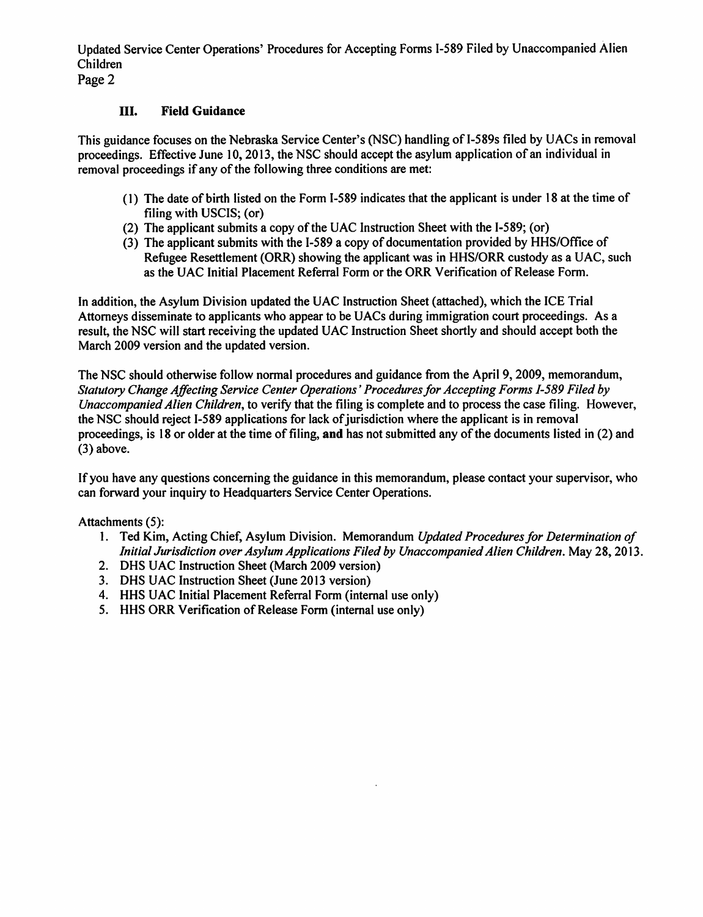### III. Field Guidance

This guidance focuses on the Nebraska Service Center's (NSC) handling of I-589s filed by UACs in removal proceedings. Effective June 10, 2013, the NSC should accept the asylum application of an individual in removal proceedings if any of the following three conditions are met:

(1) The date of birth listed on the Form I-589 indicates that the applicant is under 18 at the time of filing with USCIS; (or)
(2) The applicant submits a copy of the UAC Instruction Sheet with the I-589; (or)
(3) The applicant submits with the I-589 a copy of documentation provided by HHS/Office of Refugee Resettlement (ORR) showing the applicant was in HHS/ORR custody as a UAC, such as the UAC Initial Placement Referral Form or the ORR Verification of Release Form.

In addition, the Asylum Division updated the UAC Instruction Sheet (attached), which the ICE Trial Attorneys disseminate to applicants who appear to be UACs during immigration court proceedings. As a result, the NSC will start receiving the updated UAC Instruction Sheet shortly and should accept both the March 2009 version and the updated version.

The NSC should otherwise follow normal procedures and guidance from the April 9, 2009, memorandum, *Statutory Change Affecting Service Center Operations' Procedures for Accepting Forms I-589 Filed by Unaccompanied Alien Children*, to verify that the filing is complete and to process the case filing. However, the NSC should reject I-589 applications for lack of jurisdiction where the applicant is in removal proceedings, is 18 or older at the time of filing, **and** has not submitted any of the documents listed in (2) and (3) above.

If you have any questions concerning the guidance in this memorandum, please contact your supervisor, who can forward your inquiry to Headquarters Service Center Operations.

Attachments (5):

1. Ted Kim, Acting Chief, Asylum Division. Memorandum *Updated Procedures for Determination of Initial Jurisdiction over Asylum Applications Filed by Unaccompanied Alien Children*. May 28, 2013.
2. DHS UAC Instruction Sheet (March 2009 version)
3. DHS UAC Instruction Sheet (June 2013 version)
4. HHS UAC Initial Placement Referral Form (internal use only)
5. HHS ORR Verification of Release Form (internal use only)